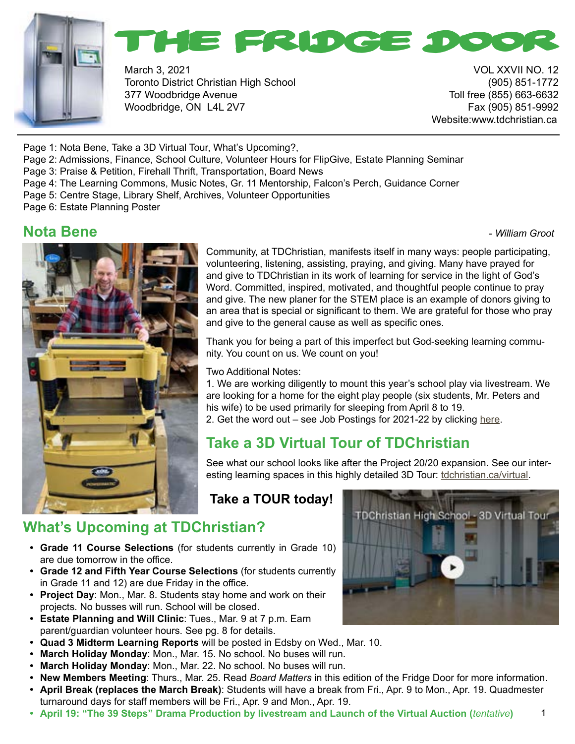# THE FRIDGE DOOR

March 3, 2021
Toronto District Christian High School
377 Woodbridge Avenue
Woodbridge, ON L4L 2V7

VOL XXVII NO. 12
(905) 851-1772
Toll free (855) 663-6632
Fax (905) 851-9992
Website:www.tdchristian.ca

Page 1: Nota Bene, Take a 3D Virtual Tour, What's Upcoming?,
Page 2: Admissions, Finance, School Culture, Volunteer Hours for FlipGive, Estate Planning Seminar
Page 3: Praise & Petition, Firehall Thrift, Transportation, Board News
Page 4: The Learning Commons, Music Notes, Gr. 11 Mentorship, Falcon's Perch, Guidance Corner
Page 5: Centre Stage, Library Shelf, Archives, Volunteer Opportunities
Page 6: Estate Planning Poster

## Nota Bene

*- William Groot*

Community, at TDChristian, manifests itself in many ways: people participating, volunteering, listening, assisting, praying, and giving. Many have prayed for and give to TDChristian in its work of learning for service in the light of God's Word. Committed, inspired, motivated, and thoughtful people continue to pray and give. The new planer for the STEM place is an example of donors giving to an area that is special or significant to them. We are grateful for those who pray and give to the general cause as well as specific ones.

Thank you for being a part of this imperfect but God-seeking learning community. You count on us. We count on you!

Two Additional Notes:
1. We are working diligently to mount this year's school play via livestream. We are looking for a home for the eight play people (six students, Mr. Peters and his wife) to be used primarily for sleeping from April 8 to 19.
2. Get the word out – see Job Postings for 2021-22 by clicking here.

## Take a 3D Virtual Tour of TDChristian

See what our school looks like after the Project 20/20 expansion. See our interesting learning spaces in this highly detailed 3D Tour: tdchristian.ca/virtual.

**Take a TOUR today!**

## What's Upcoming at TDChristian?

- **Grade 11 Course Selections** (for students currently in Grade 10) are due tomorrow in the office.
- **Grade 12 and Fifth Year Course Selections** (for students currently in Grade 11 and 12) are due Friday in the office.
- **Project Day**: Mon., Mar. 8. Students stay home and work on their projects. No busses will run. School will be closed.
- **Estate Planning and Will Clinic**: Tues., Mar. 9 at 7 p.m. Earn parent/guardian volunteer hours. See pg. 8 for details.
- **Quad 3 Midterm Learning Reports** will be posted in Edsby on Wed., Mar. 10.
- **March Holiday Monday**: Mon., Mar. 15. No school. No buses will run.
- **March Holiday Monday**: Mon., Mar. 22. No school. No buses will run.
- **New Members Meeting**: Thurs., Mar. 25. Read *Board Matters* in this edition of the Fridge Door for more information.
- **April Break (replaces the March Break)**: Students will have a break from Fri., Apr. 9 to Mon., Apr. 19. Quadmester turnaround days for staff members will be Fri., Apr. 9 and Mon., Apr. 19.
- **April 19: "The 39 Steps" Drama Production by livestream and Launch of the Virtual Auction (*tentative*)**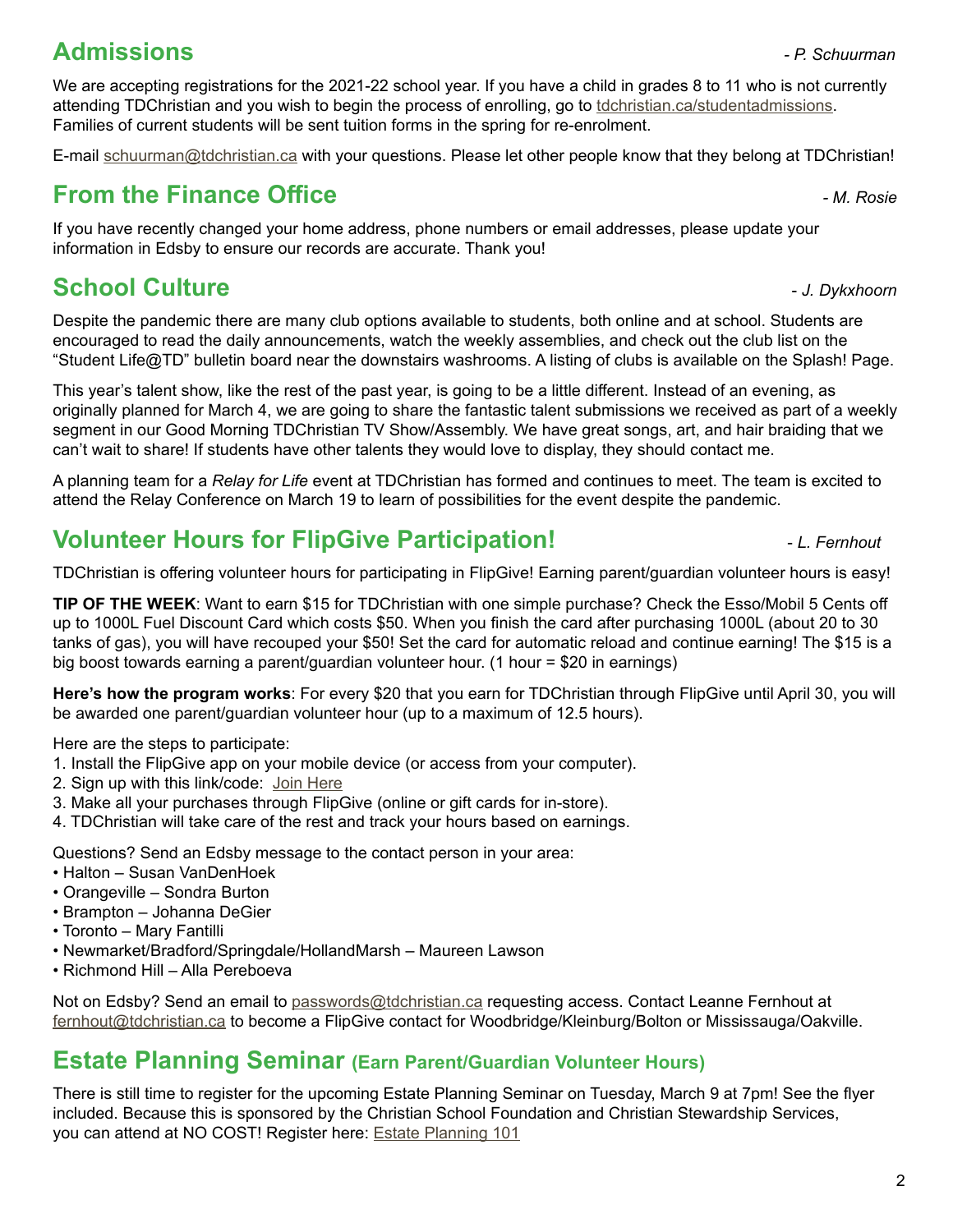## Admissions

*- P. Schuurman*

We are accepting registrations for the 2021-22 school year. If you have a child in grades 8 to 11 who is not currently attending TDChristian and you wish to begin the process of enrolling, go to tdchristian.ca/studentadmissions. Families of current students will be sent tuition forms in the spring for re-enrolment.

E-mail schuurman@tdchristian.ca with your questions. Please let other people know that they belong at TDChristian!

## From the Finance Office

*- M. Rosie*

If you have recently changed your home address, phone numbers or email addresses, please update your information in Edsby to ensure our records are accurate. Thank you!

## School Culture

*- J. Dykxhoorn*

Despite the pandemic there are many club options available to students, both online and at school. Students are encouraged to read the daily announcements, watch the weekly assemblies, and check out the club list on the "Student Life@TD" bulletin board near the downstairs washrooms. A listing of clubs is available on the Splash! Page.

This year's talent show, like the rest of the past year, is going to be a little different. Instead of an evening, as originally planned for March 4, we are going to share the fantastic talent submissions we received as part of a weekly segment in our Good Morning TDChristian TV Show/Assembly. We have great songs, art, and hair braiding that we can't wait to share! If students have other talents they would love to display, they should contact me.

A planning team for a *Relay for Life* event at TDChristian has formed and continues to meet. The team is excited to attend the Relay Conference on March 19 to learn of possibilities for the event despite the pandemic.

## Volunteer Hours for FlipGive Participation!

*- L. Fernhout*

TDChristian is offering volunteer hours for participating in FlipGive! Earning parent/guardian volunteer hours is easy!

**TIP OF THE WEEK**: Want to earn $15 for TDChristian with one simple purchase? Check the Esso/Mobil 5 Cents off up to 1000L Fuel Discount Card which costs $50. When you finish the card after purchasing 1000L (about 20 to 30 tanks of gas), you will have recouped your $50! Set the card for automatic reload and continue earning! The $15 is a big boost towards earning a parent/guardian volunteer hour. (1 hour = $20 in earnings)

**Here's how the program works**: For every $20 that you earn for TDChristian through FlipGive until April 30, you will be awarded one parent/guardian volunteer hour (up to a maximum of 12.5 hours).

Here are the steps to participate:

1. Install the FlipGive app on your mobile device (or access from your computer).
2. Sign up with this link/code: Join Here
3. Make all your purchases through FlipGive (online or gift cards for in-store).
4. TDChristian will take care of the rest and track your hours based on earnings.

Questions? Send an Edsby message to the contact person in your area:

- Halton – Susan VanDenHoek
- Orangeville – Sondra Burton
- Brampton – Johanna DeGier
- Toronto – Mary Fantilli
- Newmarket/Bradford/Springdale/HollandMarsh – Maureen Lawson
- Richmond Hill – Alla Pereboeva

Not on Edsby? Send an email to passwords@tdchristian.ca requesting access. Contact Leanne Fernhout at fernhout@tdchristian.ca to become a FlipGive contact for Woodbridge/Kleinburg/Bolton or Mississauga/Oakville.

## Estate Planning Seminar (Earn Parent/Guardian Volunteer Hours)

There is still time to register for the upcoming Estate Planning Seminar on Tuesday, March 9 at 7pm! See the flyer included. Because this is sponsored by the Christian School Foundation and Christian Stewardship Services, you can attend at NO COST! Register here: Estate Planning 101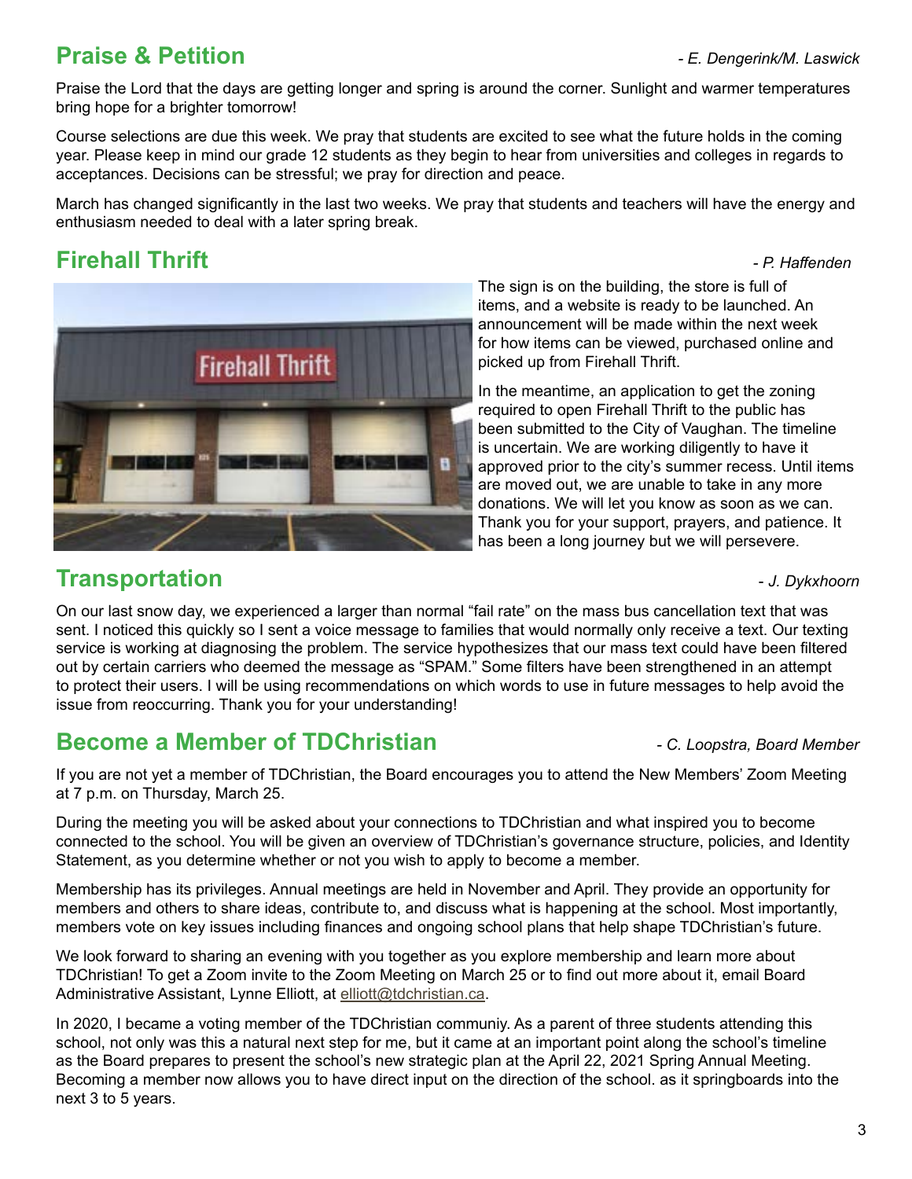## Praise & Petition

*- E. Dengerink/M. Laswick*

Praise the Lord that the days are getting longer and spring is around the corner. Sunlight and warmer temperatures bring hope for a brighter tomorrow!

Course selections are due this week. We pray that students are excited to see what the future holds in the coming year. Please keep in mind our grade 12 students as they begin to hear from universities and colleges in regards to acceptances. Decisions can be stressful; we pray for direction and peace.

March has changed significantly in the last two weeks. We pray that students and teachers will have the energy and enthusiasm needed to deal with a later spring break.

## Firehall Thrift

*- P. Haffenden*

The sign is on the building, the store is full of items, and a website is ready to be launched. An announcement will be made within the next week for how items can be viewed, purchased online and picked up from Firehall Thrift.

In the meantime, an application to get the zoning required to open Firehall Thrift to the public has been submitted to the City of Vaughan. The timeline is uncertain. We are working diligently to have it approved prior to the city's summer recess. Until items are moved out, we are unable to take in any more donations. We will let you know as soon as we can. Thank you for your support, prayers, and patience. It has been a long journey but we will persevere.

## Transportation

*- J. Dykxhoorn*

On our last snow day, we experienced a larger than normal "fail rate" on the mass bus cancellation text that was sent. I noticed this quickly so I sent a voice message to families that would normally only receive a text. Our texting service is working at diagnosing the problem. The service hypothesizes that our mass text could have been filtered out by certain carriers who deemed the message as "SPAM." Some filters have been strengthened in an attempt to protect their users. I will be using recommendations on which words to use in future messages to help avoid the issue from reoccurring. Thank you for your understanding!

## Become a Member of TDChristian

*- C. Loopstra, Board Member*

If you are not yet a member of TDChristian, the Board encourages you to attend the New Members' Zoom Meeting at 7 p.m. on Thursday, March 25.

During the meeting you will be asked about your connections to TDChristian and what inspired you to become connected to the school. You will be given an overview of TDChristian's governance structure, policies, and Identity Statement, as you determine whether or not you wish to apply to become a member.

Membership has its privileges. Annual meetings are held in November and April. They provide an opportunity for members and others to share ideas, contribute to, and discuss what is happening at the school. Most importantly, members vote on key issues including finances and ongoing school plans that help shape TDChristian's future.

We look forward to sharing an evening with you together as you explore membership and learn more about TDChristian! To get a Zoom invite to the Zoom Meeting on March 25 or to find out more about it, email Board Administrative Assistant, Lynne Elliott, at elliott@tdchristian.ca.

In 2020, I became a voting member of the TDChristian communiy. As a parent of three students attending this school, not only was this a natural next step for me, but it came at an important point along the school's timeline as the Board prepares to present the school's new strategic plan at the April 22, 2021 Spring Annual Meeting. Becoming a member now allows you to have direct input on the direction of the school. as it springboards into the next 3 to 5 years.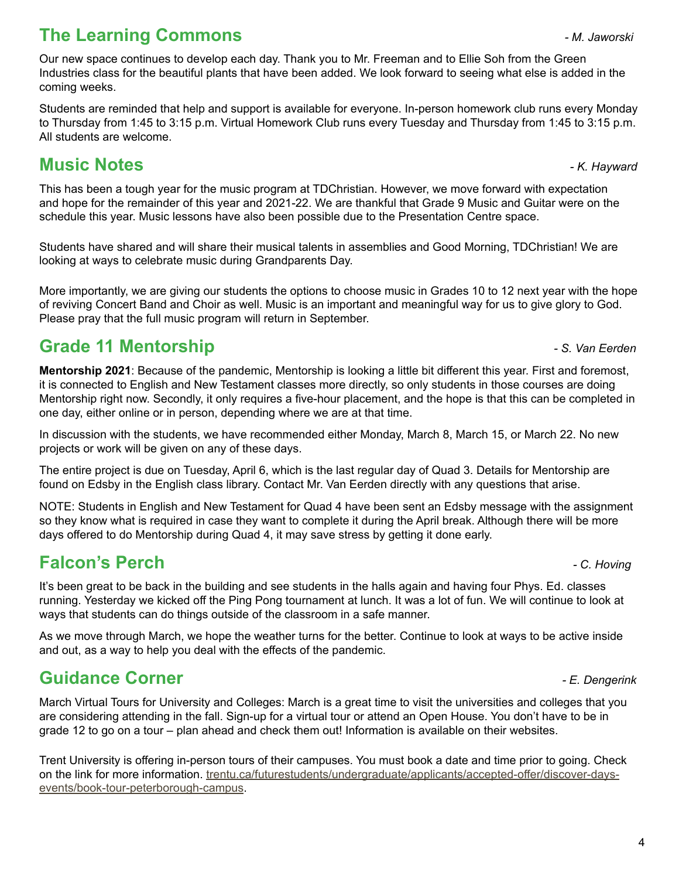## The Learning Commons

*- M. Jaworski*

Our new space continues to develop each day. Thank you to Mr. Freeman and to Ellie Soh from the Green Industries class for the beautiful plants that have been added. We look forward to seeing what else is added in the coming weeks.

Students are reminded that help and support is available for everyone. In-person homework club runs every Monday to Thursday from 1:45 to 3:15 p.m. Virtual Homework Club runs every Tuesday and Thursday from 1:45 to 3:15 p.m. All students are welcome.

## Music Notes

*- K. Hayward*

This has been a tough year for the music program at TDChristian. However, we move forward with expectation and hope for the remainder of this year and 2021-22. We are thankful that Grade 9 Music and Guitar were on the schedule this year. Music lessons have also been possible due to the Presentation Centre space.

Students have shared and will share their musical talents in assemblies and Good Morning, TDChristian! We are looking at ways to celebrate music during Grandparents Day.

More importantly, we are giving our students the options to choose music in Grades 10 to 12 next year with the hope of reviving Concert Band and Choir as well. Music is an important and meaningful way for us to give glory to God. Please pray that the full music program will return in September.

## Grade 11 Mentorship

*- S. Van Eerden*

**Mentorship 2021**: Because of the pandemic, Mentorship is looking a little bit different this year. First and foremost, it is connected to English and New Testament classes more directly, so only students in those courses are doing Mentorship right now. Secondly, it only requires a five-hour placement, and the hope is that this can be completed in one day, either online or in person, depending where we are at that time.

In discussion with the students, we have recommended either Monday, March 8, March 15, or March 22. No new projects or work will be given on any of these days.

The entire project is due on Tuesday, April 6, which is the last regular day of Quad 3. Details for Mentorship are found on Edsby in the English class library. Contact Mr. Van Eerden directly with any questions that arise.

NOTE: Students in English and New Testament for Quad 4 have been sent an Edsby message with the assignment so they know what is required in case they want to complete it during the April break. Although there will be more days offered to do Mentorship during Quad 4, it may save stress by getting it done early.

## Falcon's Perch

*- C. Hoving*

It's been great to be back in the building and see students in the halls again and having four Phys. Ed. classes running. Yesterday we kicked off the Ping Pong tournament at lunch. It was a lot of fun. We will continue to look at ways that students can do things outside of the classroom in a safe manner.

As we move through March, we hope the weather turns for the better. Continue to look at ways to be active inside and out, as a way to help you deal with the effects of the pandemic.

## Guidance Corner

*- E. Dengerink*

March Virtual Tours for University and Colleges: March is a great time to visit the universities and colleges that you are considering attending in the fall. Sign-up for a virtual tour or attend an Open House. You don't have to be in grade 12 to go on a tour – plan ahead and check them out! Information is available on their websites.

Trent University is offering in-person tours of their campuses. You must book a date and time prior to going. Check on the link for more information. trentu.ca/futurestudents/undergraduate/applicants/accepted-offer/discover-days-events/book-tour-peterborough-campus.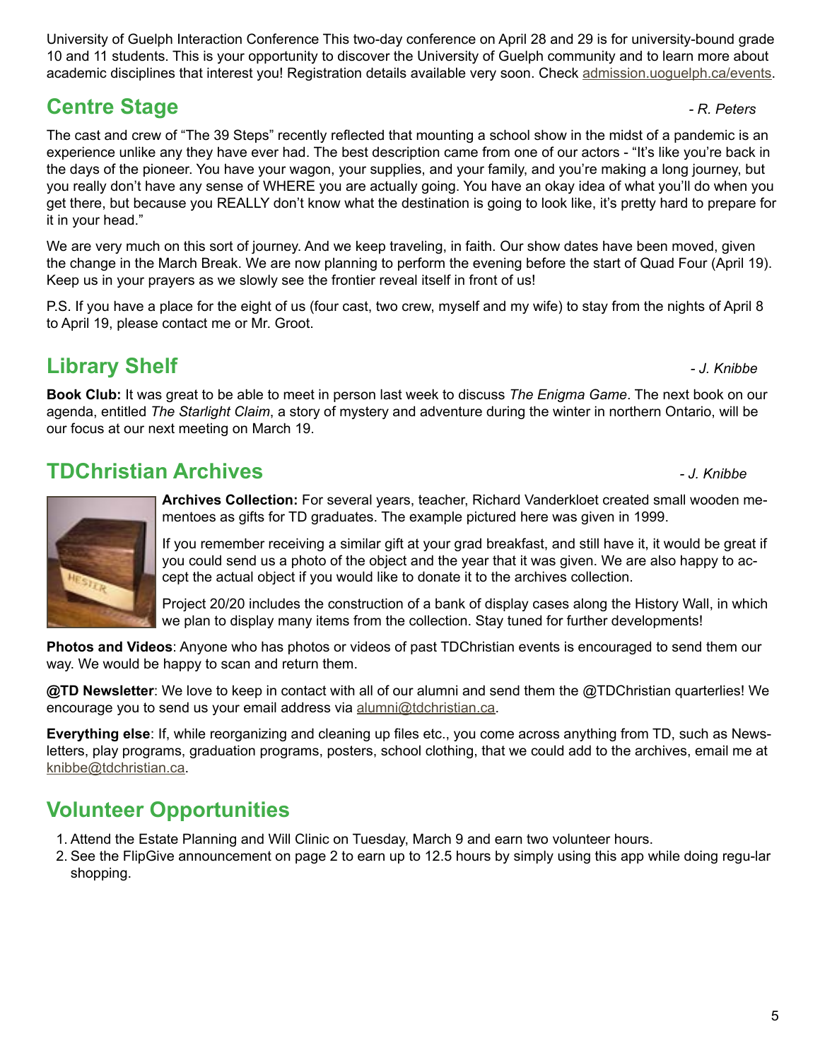University of Guelph Interaction Conference This two-day conference on April 28 and 29 is for university-bound grade 10 and 11 students. This is your opportunity to discover the University of Guelph community and to learn more about academic disciplines that interest you! Registration details available very soon. Check [admission.uoguelph.ca/events](admission.uoguelph.ca/events).

## Centre Stage

*- R. Peters*

The cast and crew of "The 39 Steps" recently reflected that mounting a school show in the midst of a pandemic is an experience unlike any they have ever had. The best description came from one of our actors - "It's like you're back in the days of the pioneer. You have your wagon, your supplies, and your family, and you're making a long journey, but you really don't have any sense of WHERE you are actually going. You have an okay idea of what you'll do when you get there, but because you REALLY don't know what the destination is going to look like, it's pretty hard to prepare for it in your head."

We are very much on this sort of journey. And we keep traveling, in faith. Our show dates have been moved, given the change in the March Break. We are now planning to perform the evening before the start of Quad Four (April 19). Keep us in your prayers as we slowly see the frontier reveal itself in front of us!

P.S. If you have a place for the eight of us (four cast, two crew, myself and my wife) to stay from the nights of April 8 to April 19, please contact me or Mr. Groot.

## Library Shelf

*- J. Knibbe*

**Book Club:** It was great to be able to meet in person last week to discuss *The Enigma Game*. The next book on our agenda, entitled *The Starlight Claim*, a story of mystery and adventure during the winter in northern Ontario, will be our focus at our next meeting on March 19.

## TDChristian Archives

*- J. Knibbe*

**Archives Collection:** For several years, teacher, Richard Vanderkloet created small wooden mementoes as gifts for TD graduates. The example pictured here was given in 1999.

If you remember receiving a similar gift at your grad breakfast, and still have it, it would be great if you could send us a photo of the object and the year that it was given. We are also happy to accept the actual object if you would like to donate it to the archives collection.

Project 20/20 includes the construction of a bank of display cases along the History Wall, in which we plan to display many items from the collection. Stay tuned for further developments!

**Photos and Videos**: Anyone who has photos or videos of past TDChristian events is encouraged to send them our way. We would be happy to scan and return them.

**@TD Newsletter**: We love to keep in contact with all of our alumni and send them the @TDChristian quarterlies! We encourage you to send us your email address via [alumni@tdchristian.ca](mailto:alumni@tdchristian.ca).

**Everything else**: If, while reorganizing and cleaning up files etc., you come across anything from TD, such as Newsletters, play programs, graduation programs, posters, school clothing, that we could add to the archives, email me at [knibbe@tdchristian.ca](mailto:knibbe@tdchristian.ca).

## Volunteer Opportunities

1. Attend the Estate Planning and Will Clinic on Tuesday, March 9 and earn two volunteer hours.
2. See the FlipGive announcement on page 2 to earn up to 12.5 hours by simply using this app while doing regular shopping.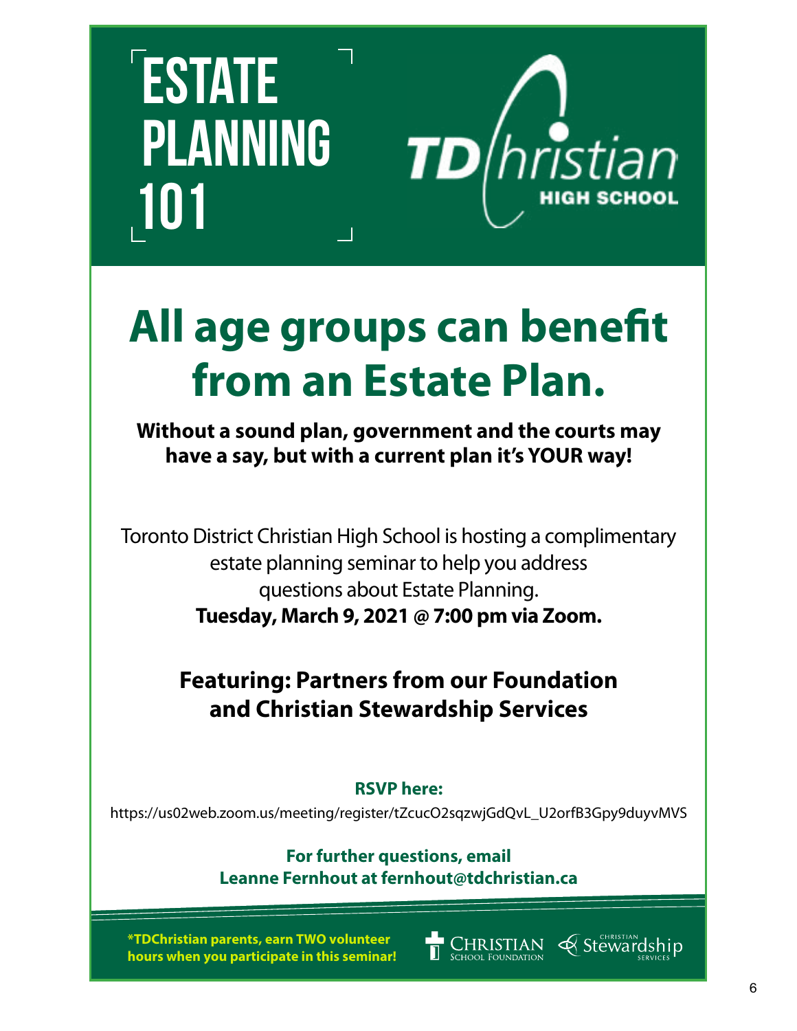# ESTATE PLANNING 101

TDChristian HIGH SCHOOL

## All age groups can benefit from an Estate Plan.

**Without a sound plan, government and the courts may have a say, but with a current plan it's YOUR way!**

Toronto District Christian High School is hosting a complimentary estate planning seminar to help you address questions about Estate Planning.
**Tuesday, March 9, 2021 @ 7:00 pm via Zoom.**

### Featuring: Partners from our Foundation and Christian Stewardship Services

**RSVP here:**

https://us02web.zoom.us/meeting/register/tZcucO2sqzwjGdQvL_U2orfB3Gpy9duyvMVS

**For further questions, email Leanne Fernhout at fernhout@tdchristian.ca**

**\*TDChristian parents, earn TWO volunteer hours when you participate in this seminar!**

Christian School Foundation

Christian Stewardship Services